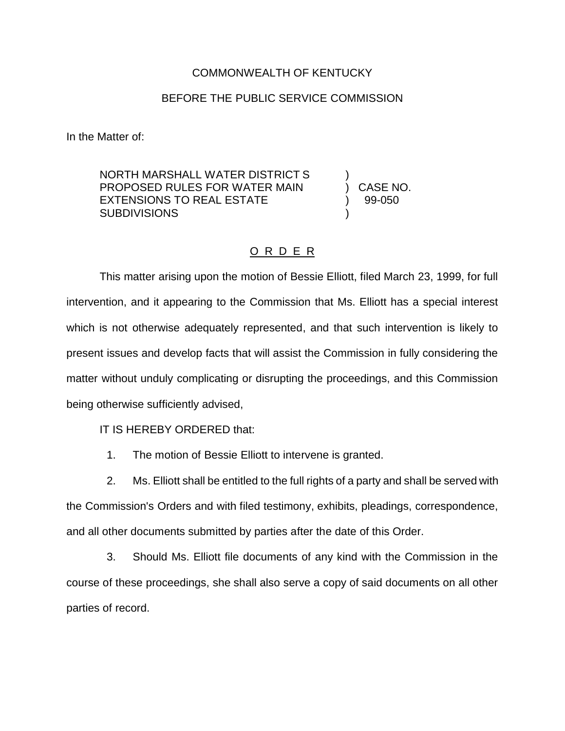COMMONWEALTH OF KENTUCKY

BEFORE THE PUBLIC SERVICE COMMISSION

In the Matter of:

| | | |
|---|---|---|
| NORTH MARSHALL WATER DISTRICT S PROPOSED RULES FOR WATER MAIN EXTENSIONS TO REAL ESTATE SUBDIVISIONS | ) ) ) ) | CASE NO. 99-050 |

O R D E R

This matter arising upon the motion of Bessie Elliott, filed March 23, 1999, for full intervention, and it appearing to the Commission that Ms. Elliott has a special interest which is not otherwise adequately represented, and that such intervention is likely to present issues and develop facts that will assist the Commission in fully considering the matter without unduly complicating or disrupting the proceedings, and this Commission being otherwise sufficiently advised,

IT IS HEREBY ORDERED that:

1. The motion of Bessie Elliott to intervene is granted.

2. Ms. Elliott shall be entitled to the full rights of a party and shall be served with the Commission's Orders and with filed testimony, exhibits, pleadings, correspondence, and all other documents submitted by parties after the date of this Order.

3. Should Ms. Elliott file documents of any kind with the Commission in the course of these proceedings, she shall also serve a copy of said documents on all other parties of record.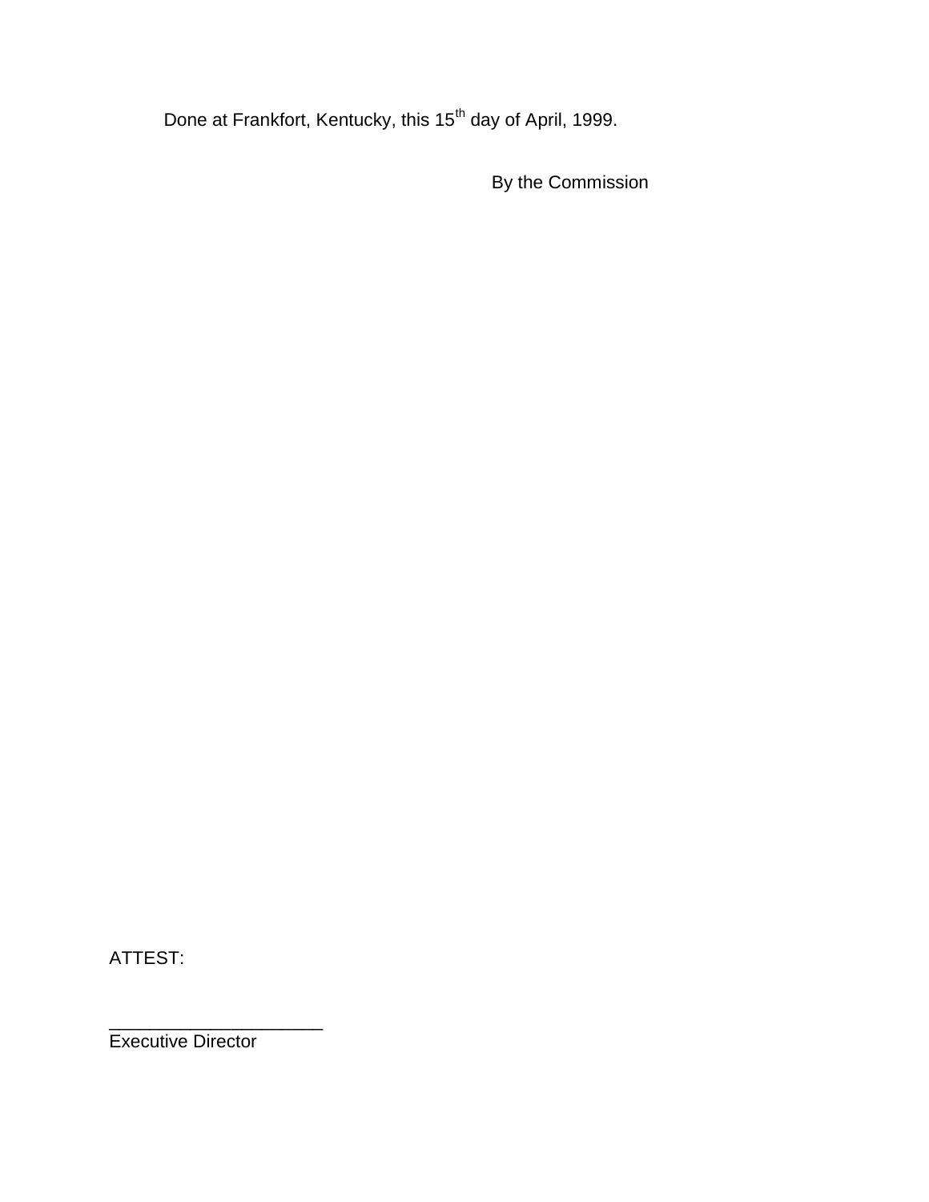Done at Frankfort, Kentucky, this 15th day of April, 1999.

By the Commission

ATTEST:

_____________________
Executive Director